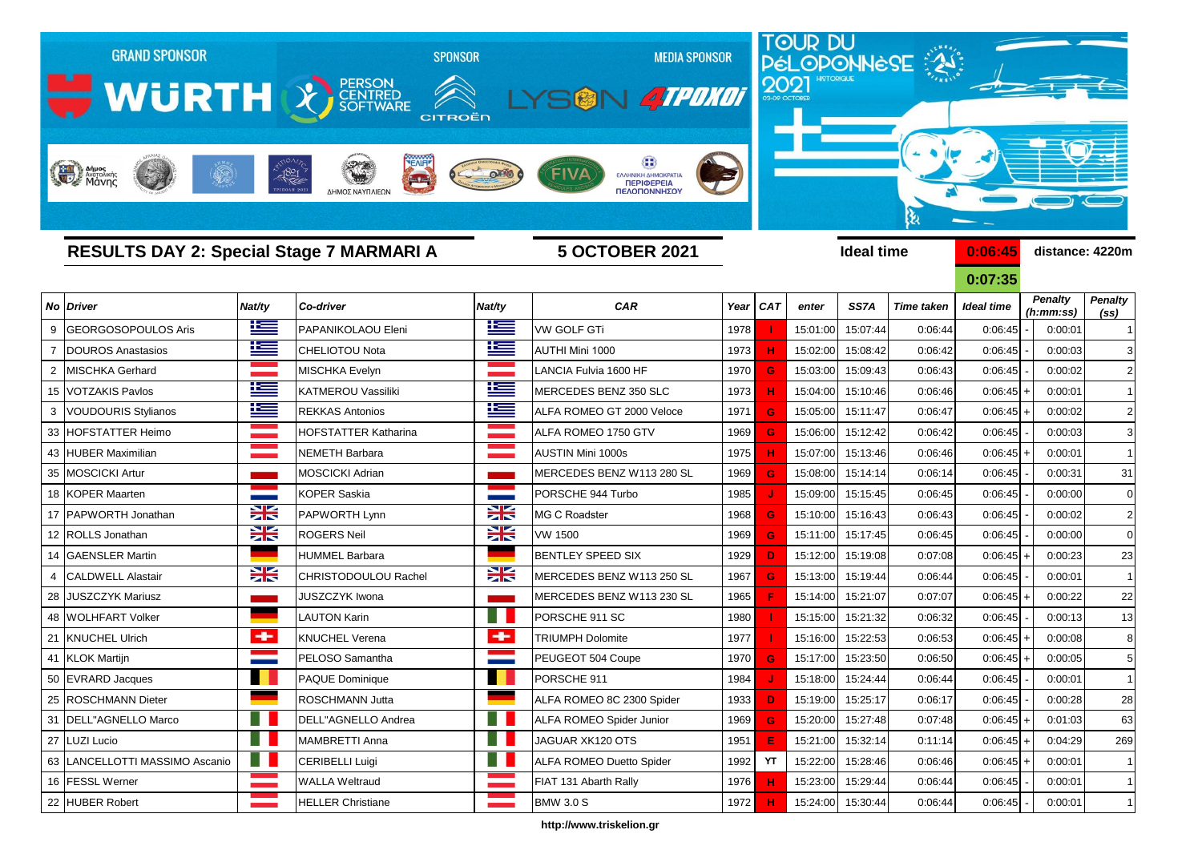GRAND SPONSOR WÜRTH — SPONSOR PERSON CENTRED SOFTWARE, CITROËN — MEDIA SPONSOR LYSON 4TPOXOI

TOUR DU PÉLOPONNÈSE 2021 HISTORIQUE 03-09 OCTOBER

## RESULTS DAY 2: Special Stage 7 MARMARI A

**5 OCTOBER 2021**

**Ideal time** 0:06:45 / 0:07:35 **distance: 4220m**

| No | Driver | Nat/ty | Co-driver | Nat/ty | CAR | Year | CAT | enter | SS7A | Time taken | Ideal time | | Penalty (h:mm:ss) | Penalty (ss) |
|---|---|---|---|---|---|---|---|---|---|---|---|---|---|---|
| 9 | GEORGOSOPOULOS Aris | | PAPANIKOLAOU Eleni | | VW GOLF GTi | 1978 | I | 15:01:00 | 15:07:44 | 0:06:44 | 0:06:45 | - | 0:00:01 | 1 |
| 7 | DOUROS Anastasios | | CHELIOTOU Nota | | AUTHI Mini 1000 | 1973 | H | 15:02:00 | 15:08:42 | 0:06:42 | 0:06:45 | - | 0:00:03 | 3 |
| 2 | MISCHKA Gerhard | | MISCHKA Evelyn | | LANCIA Fulvia 1600 HF | 1970 | G | 15:03:00 | 15:09:43 | 0:06:43 | 0:06:45 | - | 0:00:02 | 2 |
| 15 | VOTZAKIS Pavlos | | KATMEROU Vassiliki | | MERCEDES BENZ 350 SLC | 1973 | H | 15:04:00 | 15:10:46 | 0:06:46 | 0:06:45 | + | 0:00:01 | 1 |
| 3 | VOUDOURIS Stylianos | | REKKAS Antonios | | ALFA ROMEO GT 2000 Veloce | 1971 | G | 15:05:00 | 15:11:47 | 0:06:47 | 0:06:45 | + | 0:00:02 | 2 |
| 33 | HOFSTATTER Heimo | | HOFSTATTER Katharina | | ALFA ROMEO 1750 GTV | 1969 | G | 15:06:00 | 15:12:42 | 0:06:42 | 0:06:45 | - | 0:00:03 | 3 |
| 43 | HUBER Maximilian | | NEMETH Barbara | | AUSTIN Mini 1000s | 1975 | H | 15:07:00 | 15:13:46 | 0:06:46 | 0:06:45 | + | 0:00:01 | 1 |
| 35 | MOSCICKI Artur | | MOSCICKI Adrian | | MERCEDES BENZ W113 280 SL | 1969 | G | 15:08:00 | 15:14:14 | 0:06:14 | 0:06:45 | - | 0:00:31 | 31 |
| 18 | KOPER Maarten | | KOPER Saskia | | PORSCHE 944 Turbo | 1985 | J | 15:09:00 | 15:15:45 | 0:06:45 | 0:06:45 | - | 0:00:00 | 0 |
| 17 | PAPWORTH Jonathan | | PAPWORTH Lynn | | MG C Roadster | 1968 | G | 15:10:00 | 15:16:43 | 0:06:43 | 0:06:45 | - | 0:00:02 | 2 |
| 12 | ROLLS Jonathan | | ROGERS Neil | | VW 1500 | 1969 | G | 15:11:00 | 15:17:45 | 0:06:45 | 0:06:45 | - | 0:00:00 | 0 |
| 14 | GAENSLER Martin | | HUMMEL Barbara | | BENTLEY SPEED SIX | 1929 | D | 15:12:00 | 15:19:08 | 0:07:08 | 0:06:45 | + | 0:00:23 | 23 |
| 4 | CALDWELL Alastair | | CHRISTODOULOU Rachel | | MERCEDES BENZ W113 250 SL | 1967 | G | 15:13:00 | 15:19:44 | 0:06:44 | 0:06:45 | - | 0:00:01 | 1 |
| 28 | JUSZCZYK Mariusz | | JUSZCZYK Iwona | | MERCEDES BENZ W113 230 SL | 1965 | F | 15:14:00 | 15:21:07 | 0:07:07 | 0:06:45 | + | 0:00:22 | 22 |
| 48 | WOLHFART Volker | | LAUTON Karin | | PORSCHE 911 SC | 1980 | I | 15:15:00 | 15:21:32 | 0:06:32 | 0:06:45 | - | 0:00:13 | 13 |
| 21 | KNUCHEL Ulrich | | KNUCHEL Verena | | TRIUMPH Dolomite | 1977 | I | 15:16:00 | 15:22:53 | 0:06:53 | 0:06:45 | + | 0:00:08 | 8 |
| 41 | KLOK Martijn | | PELOSO Samantha | | PEUGEOT 504 Coupe | 1970 | G | 15:17:00 | 15:23:50 | 0:06:50 | 0:06:45 | + | 0:00:05 | 5 |
| 50 | EVRARD Jacques | | PAQUE Dominique | | PORSCHE 911 | 1984 | J | 15:18:00 | 15:24:44 | 0:06:44 | 0:06:45 | - | 0:00:01 | 1 |
| 25 | ROSCHMANN Dieter | | ROSCHMANN Jutta | | ALFA ROMEO 8C 2300 Spider | 1933 | D | 15:19:00 | 15:25:17 | 0:06:17 | 0:06:45 | - | 0:00:28 | 28 |
| 31 | DELL"AGNELLO Marco | | DELL"AGNELLO Andrea | | ALFA ROMEO Spider Junior | 1969 | G | 15:20:00 | 15:27:48 | 0:07:48 | 0:06:45 | + | 0:01:03 | 63 |
| 27 | LUZI Lucio | | MAMBRETTI Anna | | JAGUAR XK120 OTS | 1951 | E | 15:21:00 | 15:32:14 | 0:11:14 | 0:06:45 | + | 0:04:29 | 269 |
| 63 | LANCELLOTTI MASSIMO Ascanio | | CERIBELLI Luigi | | ALFA ROMEO Duetto Spider | 1992 | YT | 15:22:00 | 15:28:46 | 0:06:46 | 0:06:45 | + | 0:00:01 | 1 |
| 16 | FESSL Werner | | WALLA Weltraud | | FIAT 131 Abarth Rally | 1976 | H | 15:23:00 | 15:29:44 | 0:06:44 | 0:06:45 | - | 0:00:01 | 1 |
| 22 | HUBER Robert | | HELLER Christiane | | BMW 3.0 S | 1972 | H | 15:24:00 | 15:30:44 | 0:06:44 | 0:06:45 | - | 0:00:01 | 1 |

http://www.triskelion.gr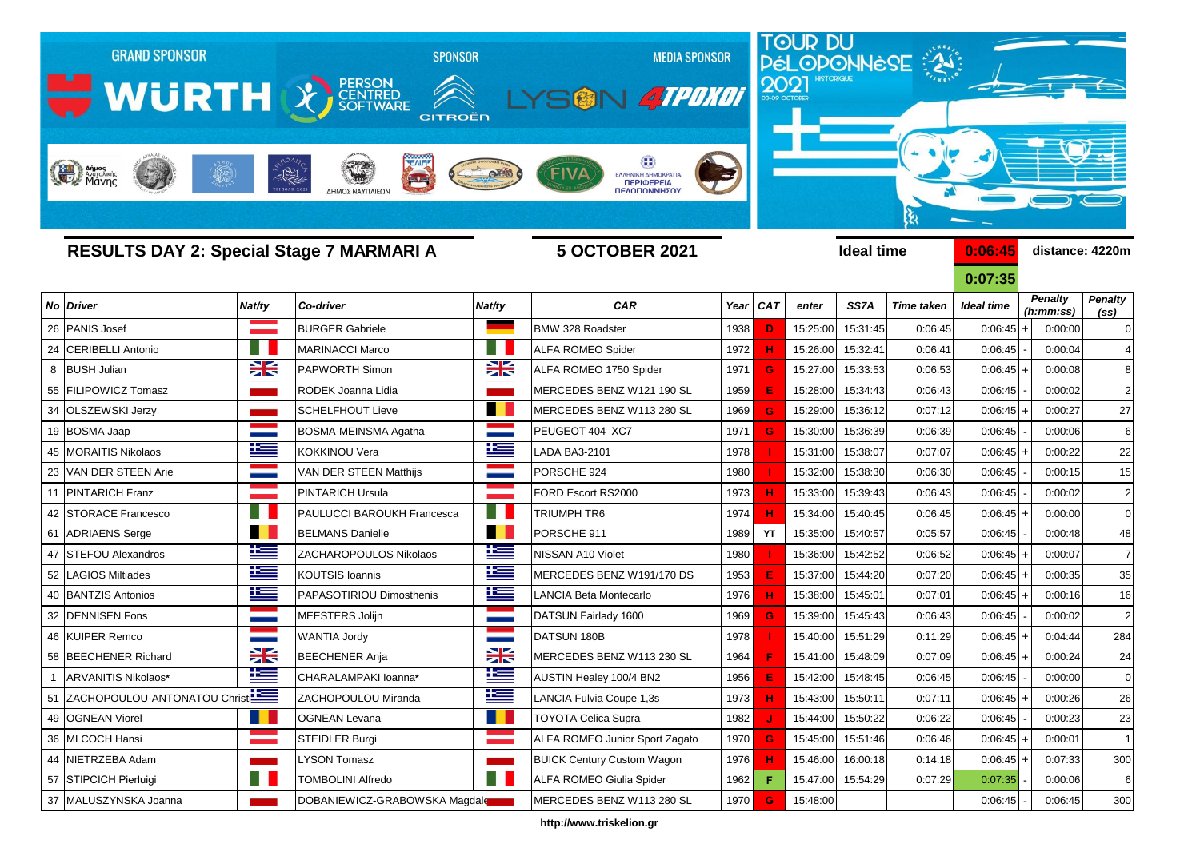GRAND SPONSOR WÜRTH | PERSON CENTRED SOFTWARE | SPONSOR CITROËN | MEDIA SPONSOR LYSON 4TPOXOI

TOUR DU PÉLOPONNÈSE 2021 HISTORIQUE 03-09 OCTOBER

Δήμος Ανατολικής Μάνης | ΔΗΜΟΣ ΝΑΥΠΛΙΕΩΝ | FIVA | ΕΛΛΗΝΙΚΗ ΔΗΜΟΚΡΑΤΙΑ ΠΕΡΙΦΕΡΕΙΑ ΠΕΛΟΠΟΝΝΗΣΟΥ

## RESULTS DAY 2: Special Stage 7 MARMARI A

**5 OCTOBER 2021**

**Ideal time** 0:06:45 / 0:07:35 **distance: 4220m**

| No | Driver | Nat/ty | Co-driver | Nat/ty | CAR | Year | CAT | enter | SS7A | Time taken | Ideal time | | Penalty (h:mm:ss) | Penalty (ss) |
|---|---|---|---|---|---|---|---|---|---|---|---|---|---|---|
| 26 | PANIS Josef | | BURGER Gabriele | | BMW 328 Roadster | 1938 | D | 15:25:00 | 15:31:45 | 0:06:45 | 0:06:45 | + | 0:00:00 | 0 |
| 24 | CERIBELLI Antonio | | MARINACCI Marco | | ALFA ROMEO Spider | 1972 | H | 15:26:00 | 15:32:41 | 0:06:41 | 0:06:45 | - | 0:00:04 | 4 |
| 8 | BUSH Julian | | PAPWORTH Simon | | ALFA ROMEO 1750 Spider | 1971 | G | 15:27:00 | 15:33:53 | 0:06:53 | 0:06:45 | + | 0:00:08 | 8 |
| 55 | FILIPOWICZ Tomasz | | RODEK Joanna Lidia | | MERCEDES BENZ W121 190 SL | 1959 | E | 15:28:00 | 15:34:43 | 0:06:43 | 0:06:45 | - | 0:00:02 | 2 |
| 34 | OLSZEWSKI Jerzy | | SCHELFHOUT Lieve | | MERCEDES BENZ W113 280 SL | 1969 | G | 15:29:00 | 15:36:12 | 0:07:12 | 0:06:45 | + | 0:00:27 | 27 |
| 19 | BOSMA Jaap | | BOSMA-MEINSMA Agatha | | PEUGEOT 404 XC7 | 1971 | G | 15:30:00 | 15:36:39 | 0:06:39 | 0:06:45 | - | 0:00:06 | 6 |
| 45 | MORAITIS Nikolaos | | KOKKINOU Vera | | LADA BA3-2101 | 1978 | I | 15:31:00 | 15:38:07 | 0:07:07 | 0:06:45 | + | 0:00:22 | 22 |
| 23 | VAN DER STEEN Arie | | VAN DER STEEN Matthijs | | PORSCHE 924 | 1980 | I | 15:32:00 | 15:38:30 | 0:06:30 | 0:06:45 | - | 0:00:15 | 15 |
| 11 | PINTARICH Franz | | PINTARICH Ursula | | FORD Escort RS2000 | 1973 | H | 15:33:00 | 15:39:43 | 0:06:43 | 0:06:45 | - | 0:00:02 | 2 |
| 42 | STORACE Francesco | | PAULUCCI BAROUKH Francesca | | TRIUMPH TR6 | 1974 | H | 15:34:00 | 15:40:45 | 0:06:45 | 0:06:45 | + | 0:00:00 | 0 |
| 61 | ADRIAENS Serge | | BELMANS Danielle | | PORSCHE 911 | 1989 | YT | 15:35:00 | 15:40:57 | 0:05:57 | 0:06:45 | - | 0:00:48 | 48 |
| 47 | STEFOU Alexandros | | ZACHAROPOULOS Nikolaos | | NISSAN A10 Violet | 1980 | I | 15:36:00 | 15:42:52 | 0:06:52 | 0:06:45 | + | 0:00:07 | 7 |
| 52 | LAGIOS Miltiades | | KOUTSIS Ioannis | | MERCEDES BENZ W191/170 DS | 1953 | E | 15:37:00 | 15:44:20 | 0:07:20 | 0:06:45 | + | 0:00:35 | 35 |
| 40 | BANTZIS Antonios | | PAPASOTIRIOU Dimosthenis | | LANCIA Beta Montecarlo | 1976 | H | 15:38:00 | 15:45:01 | 0:07:01 | 0:06:45 | + | 0:00:16 | 16 |
| 32 | DENNISEN Fons | | MEESTERS Jolijn | | DATSUN Fairlady 1600 | 1969 | G | 15:39:00 | 15:45:43 | 0:06:43 | 0:06:45 | - | 0:00:02 | 2 |
| 46 | KUIPER Remco | | WANTIA Jordy | | DATSUN 180B | 1978 | I | 15:40:00 | 15:51:29 | 0:11:29 | 0:06:45 | + | 0:04:44 | 284 |
| 58 | BEECHENER Richard | | BEECHENER Anja | | MERCEDES BENZ W113 230 SL | 1964 | F | 15:41:00 | 15:48:09 | 0:07:09 | 0:06:45 | + | 0:00:24 | 24 |
| 1 | ARVANITIS Nikolaos* | | CHARALAMPAKI Ioanna* | | AUSTIN Healey 100/4 BN2 | 1956 | E | 15:42:00 | 15:48:45 | 0:06:45 | 0:06:45 | - | 0:00:00 | 0 |
| 51 | ZACHOPOULOU-ANTONATOU Christi | | ZACHOPOULOU Miranda | | LANCIA Fulvia Coupe 1,3s | 1973 | H | 15:43:00 | 15:50:11 | 0:07:11 | 0:06:45 | + | 0:00:26 | 26 |
| 49 | OGNEAN Viorel | | OGNEAN Levana | | TOYOTA Celica Supra | 1982 | J | 15:44:00 | 15:50:22 | 0:06:22 | 0:06:45 | - | 0:00:23 | 23 |
| 36 | MLCOCH Hansi | | STEIDLER Burgi | | ALFA ROMEO Junior Sport Zagato | 1970 | G | 15:45:00 | 15:51:46 | 0:06:46 | 0:06:45 | + | 0:00:01 | 1 |
| 44 | NIETRZEBA Adam | | LYSON Tomasz | | BUICK Century Custom Wagon | 1976 | H | 15:46:00 | 16:00:18 | 0:14:18 | 0:06:45 | + | 0:07:33 | 300 |
| 57 | STIPCICH Pierluigi | | TOMBOLINI Alfredo | | ALFA ROMEO Giulia Spider | 1962 | F | 15:47:00 | 15:54:29 | 0:07:29 | 0:07:35 | - | 0:00:06 | 6 |
| 37 | MALUSZYNSKA Joanna | | DOBANIEWICZ-GRABOWSKA Magdale | | MERCEDES BENZ W113 280 SL | 1970 | G | 15:48:00 | | | 0:06:45 | - | 0:06:45 | 300 |

http://www.triskelion.gr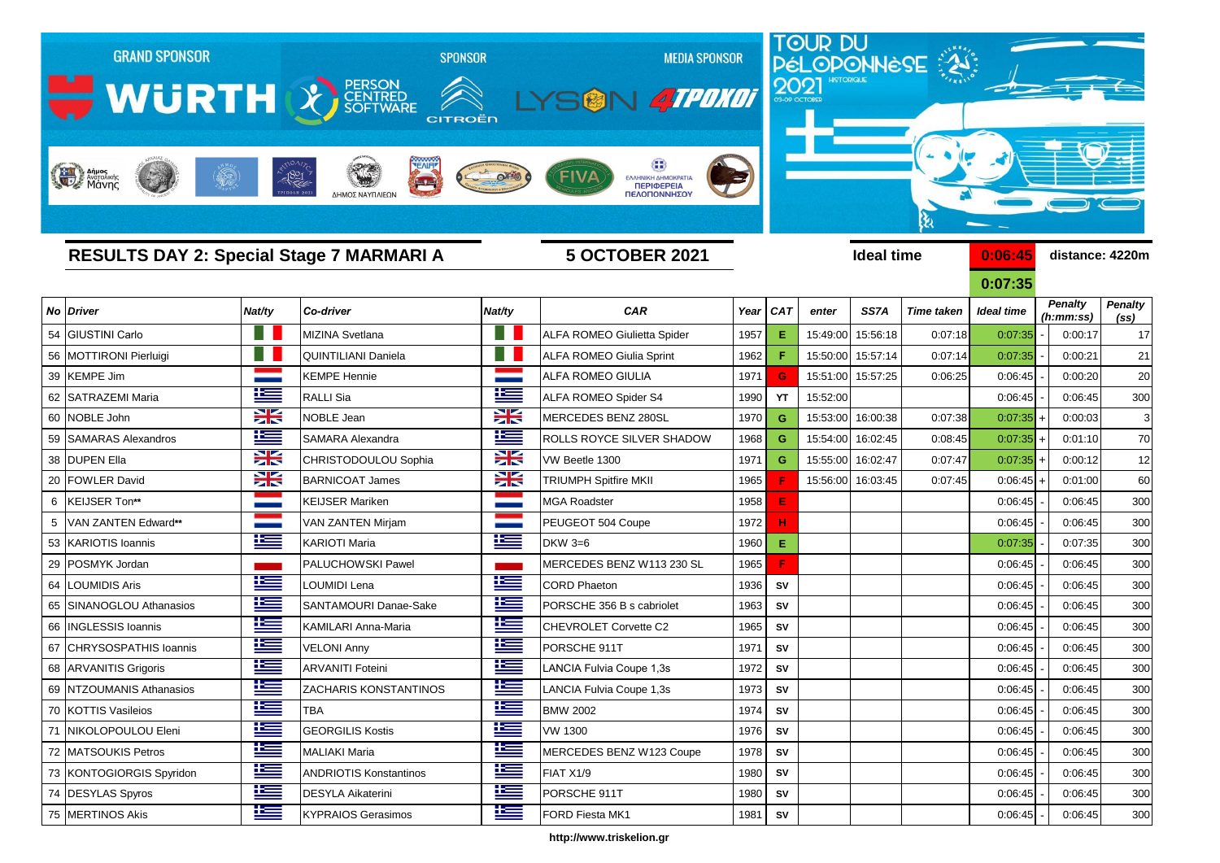GRAND SPONSOR WÜRTH — SPONSOR PERSON CENTRED SOFTWARE CITROËN — MEDIA SPONSOR LYSON 4TPOXOI

TOUR DU PÉLOPONNÈSE 2021 HISTORIQUE 03-09 OCTOBER

## RESULTS DAY 2: Special Stage 7 MARMARI A

**5 OCTOBER 2021**

**Ideal time** 0:06:45 / 0:07:35 — **distance: 4220m**

| No | Driver | Nat/ty | Co-driver | Nat/ty | CAR | Year | CAT | enter | SS7A | Time taken | Ideal time | | Penalty (h:mm:ss) | Penalty (ss) |
|---|---|---|---|---|---|---|---|---|---|---|---|---|---|---|
| 54 | GIUSTINI Carlo | | MIZINA Svetlana | | ALFA ROMEO Giulietta Spider | 1957 | E | 15:49:00 | 15:56:18 | 0:07:18 | 0:07:35 | - | 0:00:17 | 17 |
| 56 | MOTTIRONI Pierluigi | | QUINTILIANI Daniela | | ALFA ROMEO Giulia Sprint | 1962 | F | 15:50:00 | 15:57:14 | 0:07:14 | 0:07:35 | - | 0:00:21 | 21 |
| 39 | KEMPE Jim | | KEMPE Hennie | | ALFA ROMEO GIULIA | 1971 | G | 15:51:00 | 15:57:25 | 0:06:25 | 0:06:45 | - | 0:00:20 | 20 |
| 62 | SATRAZEMI Maria | | RALLI Sia | | ALFA ROMEO Spider S4 | 1990 | YT | 15:52:00 | | | 0:06:45 | - | 0:06:45 | 300 |
| 60 | NOBLE John | | NOBLE Jean | | MERCEDES BENZ 280SL | 1970 | G | 15:53:00 | 16:00:38 | 0:07:38 | 0:07:35 | + | 0:00:03 | 3 |
| 59 | SAMARAS Alexandros | | SAMARA Alexandra | | ROLLS ROYCE SILVER SHADOW | 1968 | G | 15:54:00 | 16:02:45 | 0:08:45 | 0:07:35 | + | 0:01:10 | 70 |
| 38 | DUPEN Ella | | CHRISTODOULOU Sophia | | VW Beetle 1300 | 1971 | G | 15:55:00 | 16:02:47 | 0:07:47 | 0:07:35 | + | 0:00:12 | 12 |
| 20 | FOWLER David | | BARNICOAT James | | TRIUMPH Spitfire MKII | 1965 | F | 15:56:00 | 16:03:45 | 0:07:45 | 0:06:45 | + | 0:01:00 | 60 |
| 6 | KEIJSER Ton** | | KEIJSER Mariken | | MGA Roadster | 1958 | E | | | | 0:06:45 | - | 0:06:45 | 300 |
| 5 | VAN ZANTEN Edward** | | VAN ZANTEN Mirjam | | PEUGEOT 504 Coupe | 1972 | H | | | | 0:06:45 | - | 0:06:45 | 300 |
| 53 | KARIOTIS Ioannis | | KARIOTI Maria | | DKW 3=6 | 1960 | E | | | | 0:07:35 | - | 0:07:35 | 300 |
| 29 | POSMYK Jordan | | PALUCHOWSKI Pawel | | MERCEDES BENZ W113 230 SL | 1965 | F | | | | 0:06:45 | - | 0:06:45 | 300 |
| 64 | LOUMIDIS Aris | | LOUMIDI Lena | | CORD Phaeton | 1936 | SV | | | | 0:06:45 | - | 0:06:45 | 300 |
| 65 | SINANOGLOU Athanasios | | SANTAMOURI Danae-Sake | | PORSCHE 356 B s cabriolet | 1963 | SV | | | | 0:06:45 | - | 0:06:45 | 300 |
| 66 | INGLESSIS Ioannis | | KAMILARI Anna-Maria | | CHEVROLET Corvette C2 | 1965 | SV | | | | 0:06:45 | - | 0:06:45 | 300 |
| 67 | CHRYSOSPATHIS Ioannis | | VELONI Anny | | PORSCHE 911T | 1971 | SV | | | | 0:06:45 | - | 0:06:45 | 300 |
| 68 | ARVANITIS Grigoris | | ARVANITI Foteini | | LANCIA Fulvia Coupe 1,3s | 1972 | SV | | | | 0:06:45 | - | 0:06:45 | 300 |
| 69 | NTZOUMANIS Athanasios | | ZACHARIS KONSTANTINOS | | LANCIA Fulvia Coupe 1,3s | 1973 | SV | | | | 0:06:45 | - | 0:06:45 | 300 |
| 70 | KOTTIS Vasileios | | TBA | | BMW 2002 | 1974 | SV | | | | 0:06:45 | - | 0:06:45 | 300 |
| 71 | NIKOLOPOULOU Eleni | | GEORGILIS Kostis | | VW 1300 | 1976 | SV | | | | 0:06:45 | - | 0:06:45 | 300 |
| 72 | MATSOUKIS Petros | | MALIAKI Maria | | MERCEDES BENZ W123 Coupe | 1978 | SV | | | | 0:06:45 | - | 0:06:45 | 300 |
| 73 | KONTOGIORGIS Spyridon | | ANDRIOTIS Konstantinos | | FIAT X1/9 | 1980 | SV | | | | 0:06:45 | - | 0:06:45 | 300 |
| 74 | DESYLAS Spyros | | DESYLA Aikaterini | | PORSCHE 911T | 1980 | SV | | | | 0:06:45 | - | 0:06:45 | 300 |
| 75 | MERTINOS Akis | | KYPRAIOS Gerasimos | | FORD Fiesta MK1 | 1981 | SV | | | | 0:06:45 | - | 0:06:45 | 300 |

http://www.triskelion.gr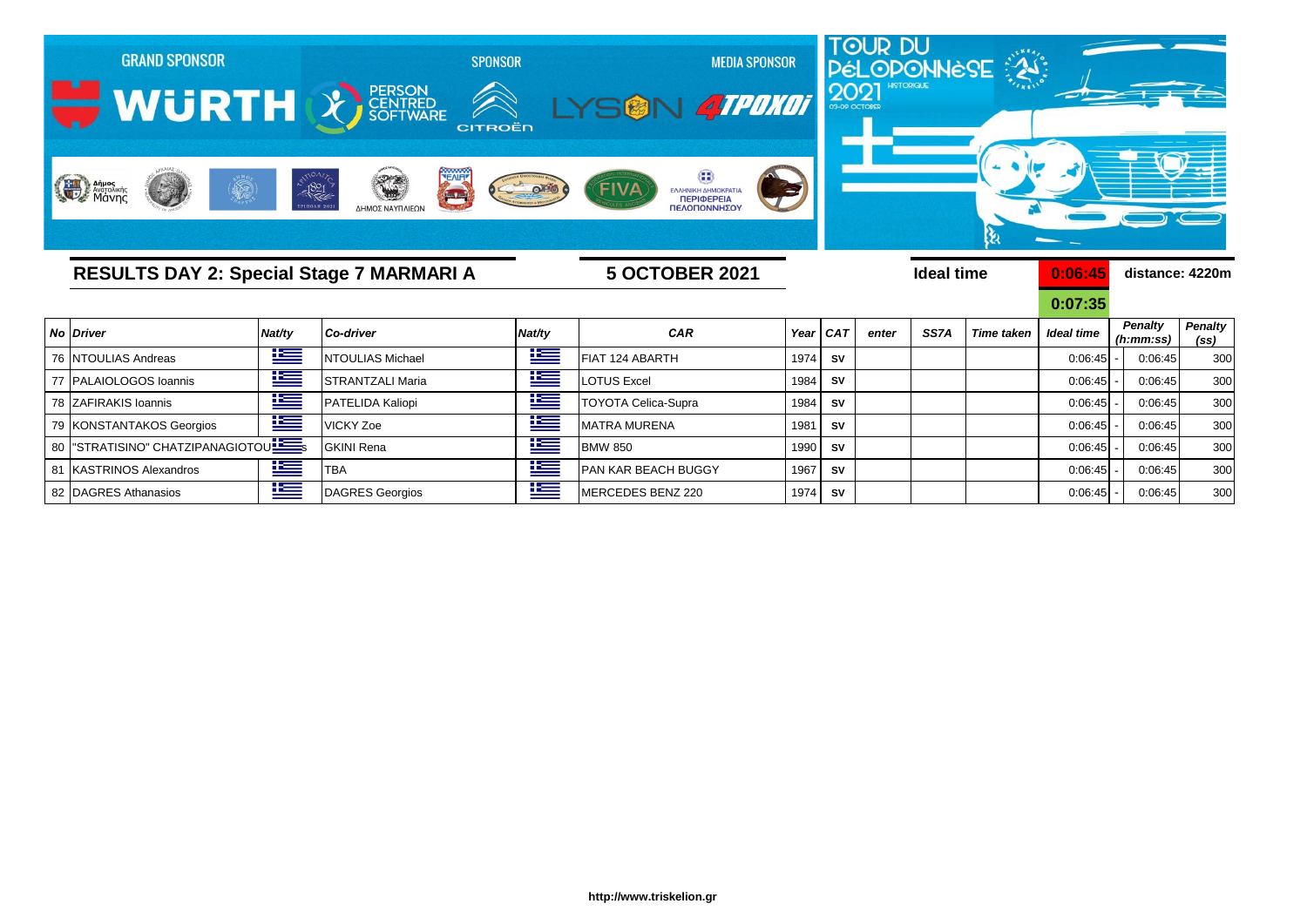GRAND SPONSOR

WÜRTH | PERSON CENTRED SOFTWARE

SPONSOR

CITROËN

MEDIA SPONSOR

LYSON 4TPOXOI

TOUR DU PÉLOPONNÈSE 2021 HISTORIQUE 03-09 OCTOBER

Δήμος Ανατολικής Μάνης | ΔΗΜΟΣ ΝΑΥΠΛΙΕΩΝ | FIVA | ΕΛΛΗΝΙΚΗ ΔΗΜΟΚΡΑΤΙΑ ΠΕΡΙΦΕΡΕΙΑ ΠΕΛΟΠΟΝΝΗΣΟΥ

## RESULTS DAY 2: Special Stage 7 MARMARI A

**5 OCTOBER 2021**

**Ideal time** **0:06:45** **distance: 4220m**

**0:07:35**

| No | Driver | Nat/ty | Co-driver | Nat/ty | CAR | Year | CAT | enter | SS7A | Time taken | Ideal time | | Penalty (h:mm:ss) | Penalty (ss) |
|---|---|---|---|---|---|---|---|---|---|---|---|---|---|---|
| 76 | NTOULIAS Andreas | | NTOULIAS Michael | | FIAT 124 ABARTH | 1974 | SV | | | | 0:06:45 | - | 0:06:45 | 300 |
| 77 | PALAIOLOGOS Ioannis | | STRANTZALI Maria | | LOTUS Excel | 1984 | SV | | | | 0:06:45 | - | 0:06:45 | 300 |
| 78 | ZAFIRAKIS Ioannis | | PATELIDA Kaliopi | | TOYOTA Celica-Supra | 1984 | SV | | | | 0:06:45 | - | 0:06:45 | 300 |
| 79 | KONSTANTAKOS Georgios | | VICKY Zoe | | MATRA MURENA | 1981 | SV | | | | 0:06:45 | - | 0:06:45 | 300 |
| 80 | "STRATISINO" CHATZIPANAGIOTOUs | | GKINI Rena | | BMW 850 | 1990 | SV | | | | 0:06:45 | - | 0:06:45 | 300 |
| 81 | KASTRINOS Alexandros | | TBA | | PAN KAR BEACH BUGGY | 1967 | SV | | | | 0:06:45 | - | 0:06:45 | 300 |
| 82 | DAGRES Athanasios | | DAGRES Georgios | | MERCEDES BENZ 220 | 1974 | SV | | | | 0:06:45 | - | 0:06:45 | 300 |

http://www.triskelion.gr